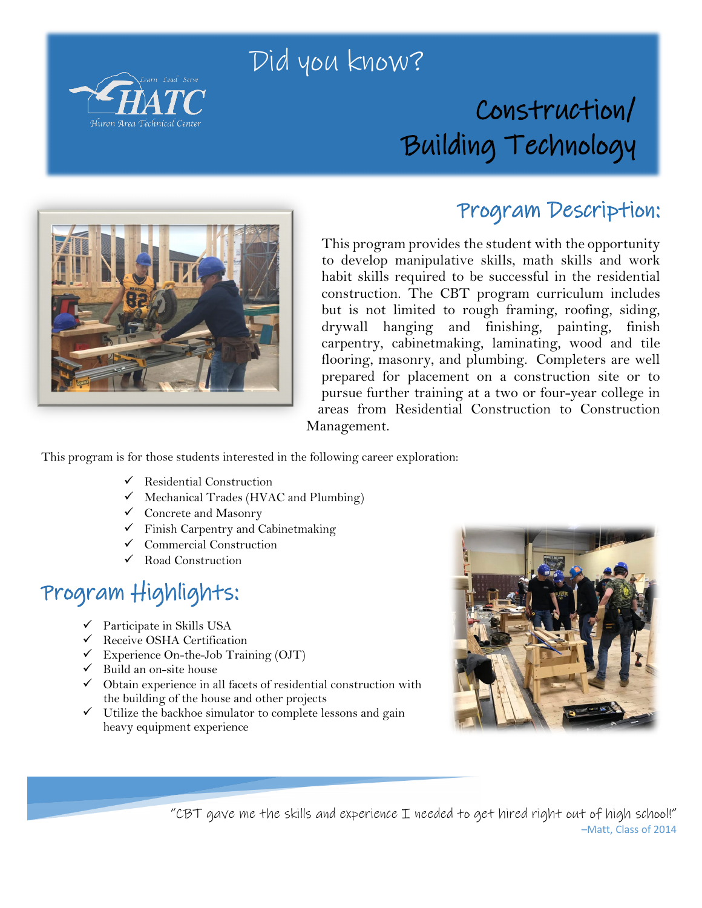Did you know?

# Construction/ Building Technology

## Program Description:

This program provides the student with the opportunity to develop manipulative skills, math skills and work habit skills required to be successful in the residential construction. The CBT program curriculum includes but is not limited to rough framing, roofing, siding, drywall hanging and finishing, painting, finish carpentry, cabinetmaking, laminating, wood and tile flooring, masonry, and plumbing. Completers are well prepared for placement on a construction site or to pursue further training at a two or four-year college in areas from Residential Construction to Construction Management.

This program is for those students interested in the following career exploration:

- ✓ Residential Construction
- ✓ Mechanical Trades (HVAC and Plumbing)
- ✓ Concrete and Masonry
- ✓ Finish Carpentry and Cabinetmaking
- ✓ Commercial Construction
- ✓ Road Construction

## Program Highlights:

- ✓ Participate in Skills USA
- ✓ Receive OSHA Certification
- ✓ Experience On-the-Job Training (OJT)
- ✓ Build an on-site house
- ✓ Obtain experience in all facets of residential construction with the building of the house and other projects
- ✓ Utilize the backhoe simulator to complete lessons and gain heavy equipment experience

"CBT gave me the skills and experience I needed to get hired right out of high school!"
–Matt, Class of 2014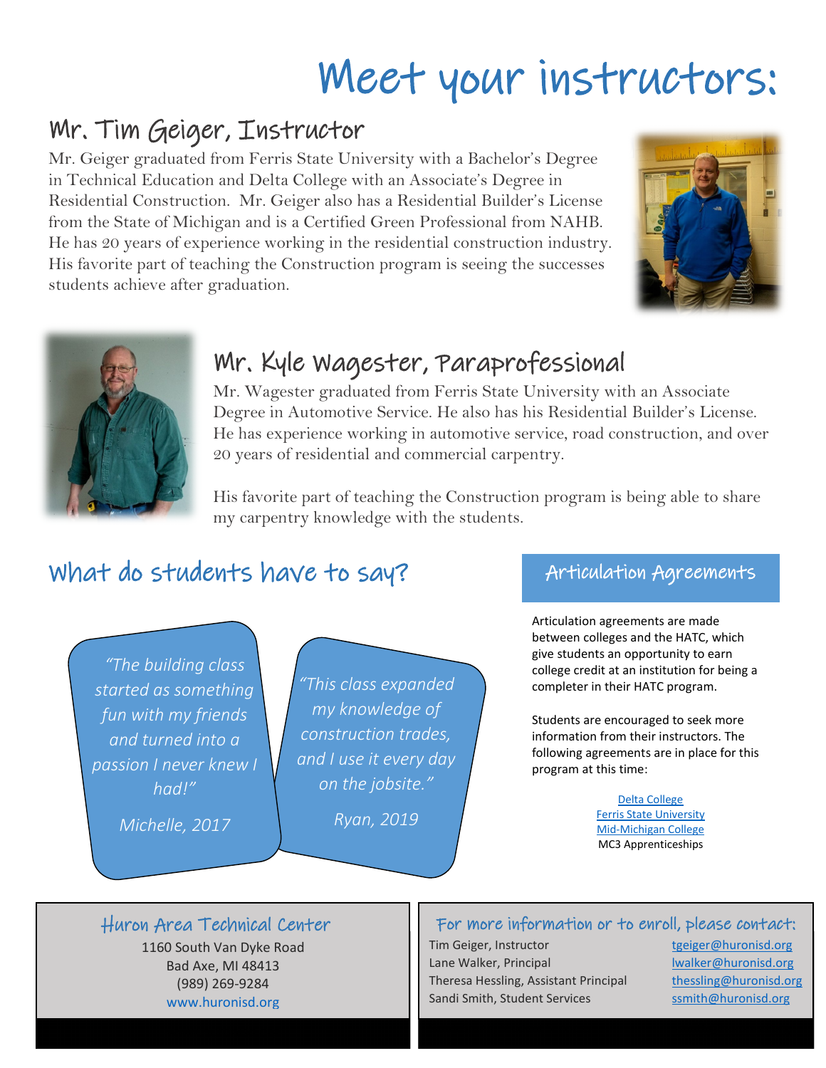# Meet your instructors:

## Mr. Tim Geiger, Instructor

Mr. Geiger graduated from Ferris State University with a Bachelor's Degree in Technical Education and Delta College with an Associate's Degree in Residential Construction. Mr. Geiger also has a Residential Builder's License from the State of Michigan and is a Certified Green Professional from NAHB. He has 20 years of experience working in the residential construction industry. His favorite part of teaching the Construction program is seeing the successes students achieve after graduation.

## Mr. Kyle Wagester, Paraprofessional

Mr. Wagester graduated from Ferris State University with an Associate Degree in Automotive Service. He also has his Residential Builder's License. He has experience working in automotive service, road construction, and over 20 years of residential and commercial carpentry.

His favorite part of teaching the Construction program is being able to share my carpentry knowledge with the students.

## What do students have to say?

*"The building class started as something fun with my friends and turned into a passion I never knew I had!"*

*Michelle, 2017*

*"This class expanded my knowledge of construction trades, and I use it every day on the jobsite."*

*Ryan, 2019*

## Articulation Agreements

Articulation agreements are made between colleges and the HATC, which give students an opportunity to earn college credit at an institution for being a completer in their HATC program.

Students are encouraged to seek more information from their instructors. The following agreements are in place for this program at this time:

- Delta College
- Ferris State University
- Mid-Michigan College
- MC3 Apprenticeships

### Huron Area Technical Center

1160 South Van Dyke Road
Bad Axe, MI 48413
(989) 269-9284
www.huronisd.org

### For more information or to enroll, please contact:

| | |
|---|---|
| Tim Geiger, Instructor | tgeiger@huronisd.org |
| Lane Walker, Principal | lwalker@huronisd.org |
| Theresa Hessling, Assistant Principal | thessling@huronisd.org |
| Sandi Smith, Student Services | ssmith@huronisd.org |